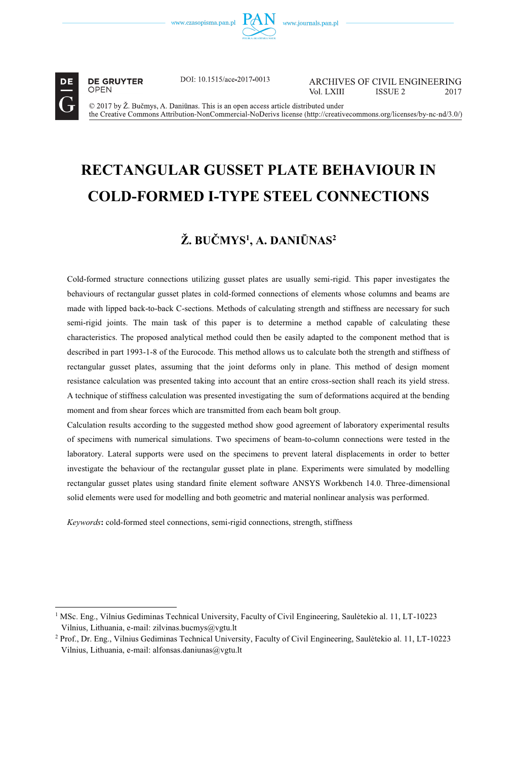DOI: 10.1515/ace-2017-0013

ARCHIVES OF CIVIL ENGINEERING
Vol. LXIII ISSUE 2 2017

© 2017 by Ž. Bučmys, A. Daniūnas. This is an open access article distributed under the Creative Commons Attribution-NonCommercial-NoDerivs license (http://creativecommons.org/licenses/by-nc-nd/3.0/)

# RECTANGULAR GUSSET PLATE BEHAVIOUR IN COLD-FORMED I-TYPE STEEL CONNECTIONS

## Ž. BUČMYS[1], A. DANIŪNAS[2]

Cold-formed structure connections utilizing gusset plates are usually semi-rigid. This paper investigates the behaviours of rectangular gusset plates in cold-formed connections of elements whose columns and beams are made with lipped back-to-back C-sections. Methods of calculating strength and stiffness are necessary for such semi-rigid joints. The main task of this paper is to determine a method capable of calculating these characteristics. The proposed analytical method could then be easily adapted to the component method that is described in part 1993-1-8 of the Eurocode. This method allows us to calculate both the strength and stiffness of rectangular gusset plates, assuming that the joint deforms only in plane. This method of design moment resistance calculation was presented taking into account that an entire cross-section shall reach its yield stress. A technique of stiffness calculation was presented investigating the sum of deformations acquired at the bending moment and from shear forces which are transmitted from each beam bolt group.

Calculation results according to the suggested method show good agreement of laboratory experimental results of specimens with numerical simulations. Two specimens of beam-to-column connections were tested in the laboratory. Lateral supports were used on the specimens to prevent lateral displacements in order to better investigate the behaviour of the rectangular gusset plate in plane. Experiments were simulated by modelling rectangular gusset plates using standard finite element software ANSYS Workbench 14.0. Three-dimensional solid elements were used for modelling and both geometric and material nonlinear analysis was performed.

*Keywords*: cold-formed steel connections, semi-rigid connections, strength, stiffness

---

[1] MSc. Eng., Vilnius Gediminas Technical University, Faculty of Civil Engineering, Saulėtekio al. 11, LT-10223 Vilnius, Lithuania, e-mail: zilvinas.bucmys@vgtu.lt

[2] Prof., Dr. Eng., Vilnius Gediminas Technical University, Faculty of Civil Engineering, Saulėtekio al. 11, LT-10223 Vilnius, Lithuania, e-mail: alfonsas.daniunas@vgtu.lt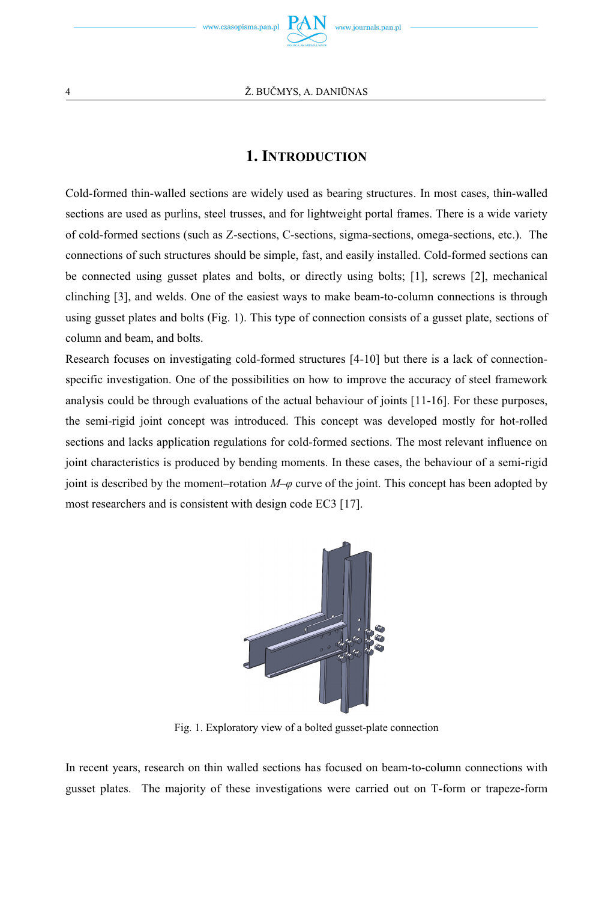## 1. INTRODUCTION

Cold-formed thin-walled sections are widely used as bearing structures. In most cases, thin-walled sections are used as purlins, steel trusses, and for lightweight portal frames. There is a wide variety of cold-formed sections (such as Z-sections, C-sections, sigma-sections, omega-sections, etc.). The connections of such structures should be simple, fast, and easily installed. Cold-formed sections can be connected using gusset plates and bolts, or directly using bolts; [1], screws [2], mechanical clinching [3], and welds. One of the easiest ways to make beam-to-column connections is through using gusset plates and bolts (Fig. 1). This type of connection consists of a gusset plate, sections of column and beam, and bolts.

Research focuses on investigating cold-formed structures [4-10] but there is a lack of connection-specific investigation. One of the possibilities on how to improve the accuracy of steel framework analysis could be through evaluations of the actual behaviour of joints [11-16]. For these purposes, the semi-rigid joint concept was introduced. This concept was developed mostly for hot-rolled sections and lacks application regulations for cold-formed sections. The most relevant influence on joint characteristics is produced by bending moments. In these cases, the behaviour of a semi-rigid joint is described by the moment–rotation $M$–$\varphi$ curve of the joint. This concept has been adopted by most researchers and is consistent with design code EC3 [17].

Fig. 1. Exploratory view of a bolted gusset-plate connection

In recent years, research on thin walled sections has focused on beam-to-column connections with gusset plates. The majority of these investigations were carried out on T-form or trapeze-form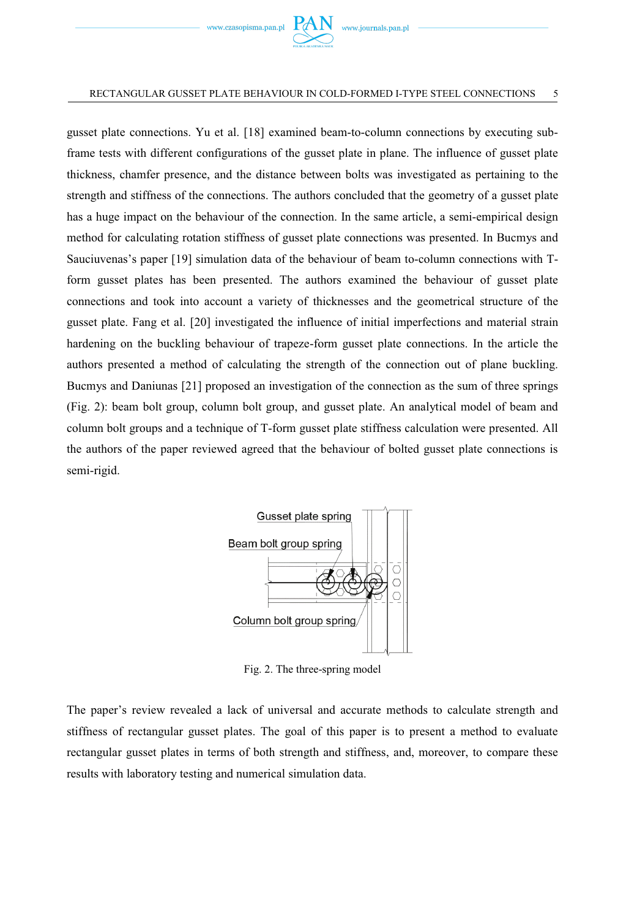gusset plate connections. Yu et al. [18] examined beam-to-column connections by executing sub-frame tests with different configurations of the gusset plate in plane. The influence of gusset plate thickness, chamfer presence, and the distance between bolts was investigated as pertaining to the strength and stiffness of the connections. The authors concluded that the geometry of a gusset plate has a huge impact on the behaviour of the connection. In the same article, a semi-empirical design method for calculating rotation stiffness of gusset plate connections was presented. In Bucmys and Sauciuvenas's paper [19] simulation data of the behaviour of beam to-column connections with T-form gusset plates has been presented. The authors examined the behaviour of gusset plate connections and took into account a variety of thicknesses and the geometrical structure of the gusset plate. Fang et al. [20] investigated the influence of initial imperfections and material strain hardening on the buckling behaviour of trapeze-form gusset plate connections. In the article the authors presented a method of calculating the strength of the connection out of plane buckling. Bucmys and Daniunas [21] proposed an investigation of the connection as the sum of three springs (Fig. 2): beam bolt group, column bolt group, and gusset plate. An analytical model of beam and column bolt groups and a technique of T-form gusset plate stiffness calculation were presented. All the authors of the paper reviewed agreed that the behaviour of bolted gusset plate connections is semi-rigid.

Fig. 2. The three-spring model

The paper's review revealed a lack of universal and accurate methods to calculate strength and stiffness of rectangular gusset plates. The goal of this paper is to present a method to evaluate rectangular gusset plates in terms of both strength and stiffness, and, moreover, to compare these results with laboratory testing and numerical simulation data.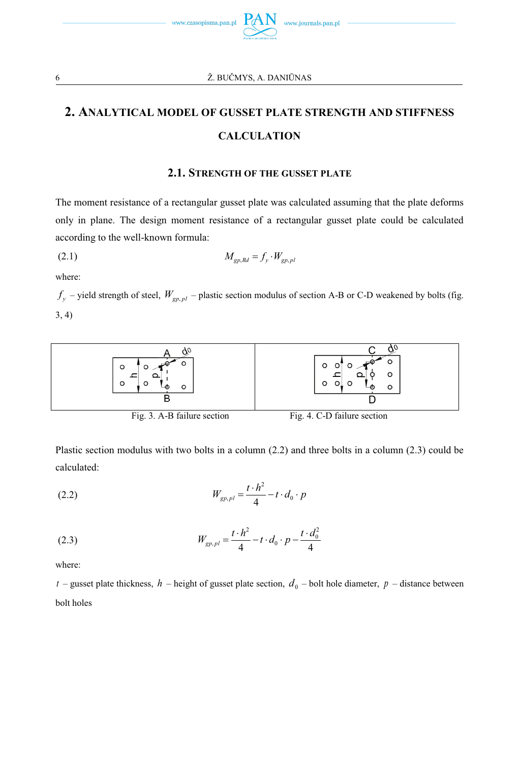## 2. Analytical model of gusset plate strength and stiffness calculation

### 2.1. Strength of the gusset plate

The moment resistance of a rectangular gusset plate was calculated assuming that the plate deforms only in plane. The design moment resistance of a rectangular gusset plate could be calculated according to the well-known formula:

$$M_{gp,Rd} = f_y \cdot W_{gp,pl} \tag{2.1}$$

where:

$f_y$ – yield strength of steel, $W_{gp,pl}$ – plastic section modulus of section A-B or C-D weakened by bolts (fig. 3, 4)

Fig. 3. A-B failure section

Fig. 4. C-D failure section

Plastic section modulus with two bolts in a column (2.2) and three bolts in a column (2.3) could be calculated:

$$W_{gp,pl} = \frac{t \cdot h^2}{4} - t \cdot d_0 \cdot p \tag{2.2}$$

$$W_{gp,pl} = \frac{t \cdot h^2}{4} - t \cdot d_0 \cdot p - \frac{t \cdot d_0^2}{4} \tag{2.3}$$

where:

$t$ – gusset plate thickness, $h$ – height of gusset plate section, $d_0$ – bolt hole diameter, $p$ – distance between bolt holes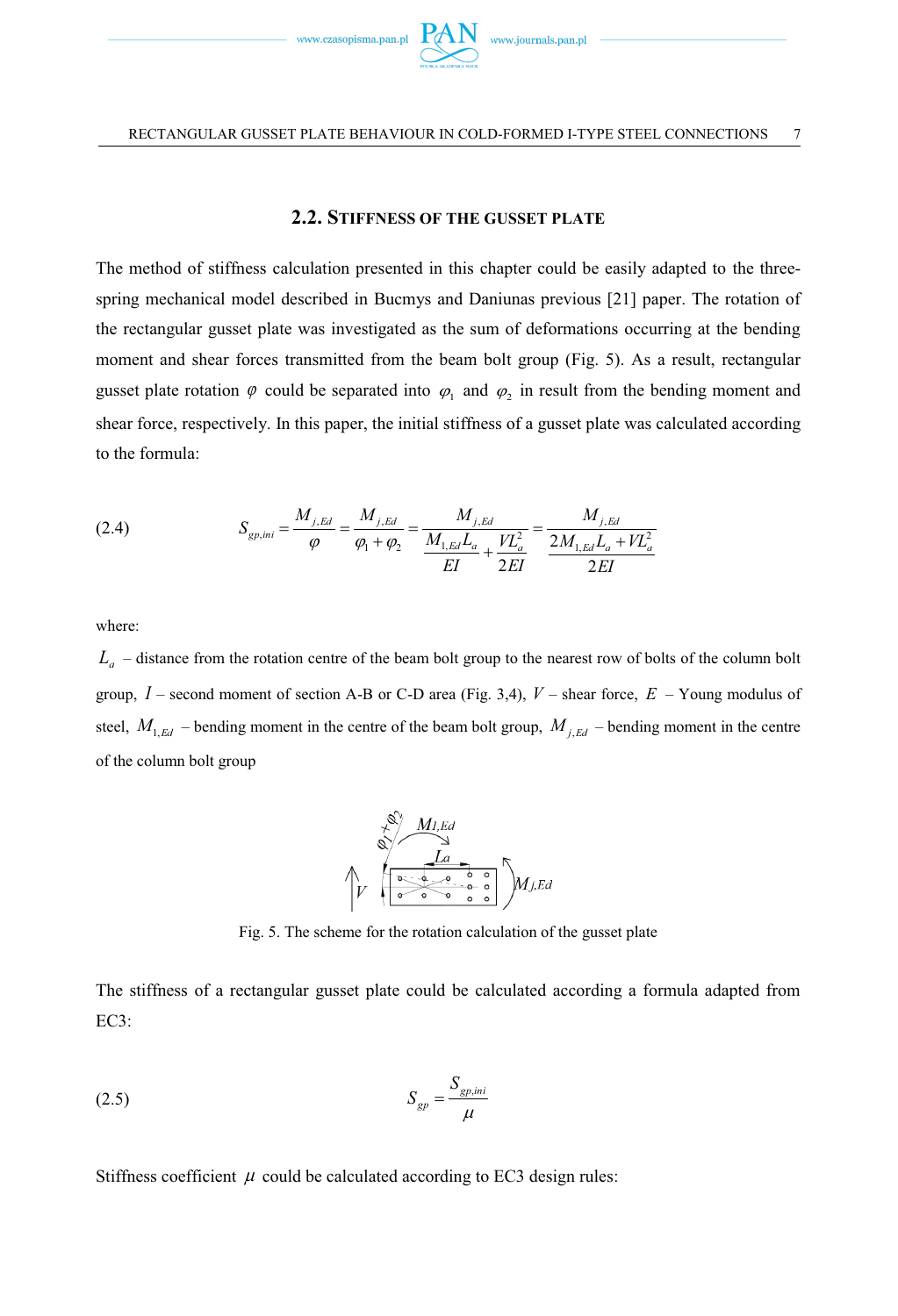## 2.2. Stiffness of the gusset plate

The method of stiffness calculation presented in this chapter could be easily adapted to the three-spring mechanical model described in Bucmys and Daniunas previous [21] paper. The rotation of the rectangular gusset plate was investigated as the sum of deformations occurring at the bending moment and shear forces transmitted from the beam bolt group (Fig. 5). As a result, rectangular gusset plate rotation $\varphi$ could be separated into $\varphi_1$ and $\varphi_2$ in result from the bending moment and shear force, respectively. In this paper, the initial stiffness of a gusset plate was calculated according to the formula:

$$S_{gp,ini} = \frac{M_{j,Ed}}{\varphi} = \frac{M_{j,Ed}}{\varphi_1 + \varphi_2} = \frac{M_{j,Ed}}{\dfrac{M_{1,Ed}L_a}{EI} + \dfrac{VL_a^2}{2EI}} = \frac{M_{j,Ed}}{\dfrac{2M_{1,Ed}L_a + VL_a^2}{2EI}} \tag{2.4}$$

where:

$L_a$ – distance from the rotation centre of the beam bolt group to the nearest row of bolts of the column bolt group, $I$ – second moment of section A-B or C-D area (Fig. 3,4), $V$ – shear force, $E$ – Young modulus of steel, $M_{1,Ed}$ – bending moment in the centre of the beam bolt group, $M_{j,Ed}$ – bending moment in the centre of the column bolt group

Fig. 5. The scheme for the rotation calculation of the gusset plate

The stiffness of a rectangular gusset plate could be calculated according a formula adapted from EC3:

$$S_{gp} = \frac{S_{gp,ini}}{\mu} \tag{2.5}$$

Stiffness coefficient $\mu$ could be calculated according to EC3 design rules: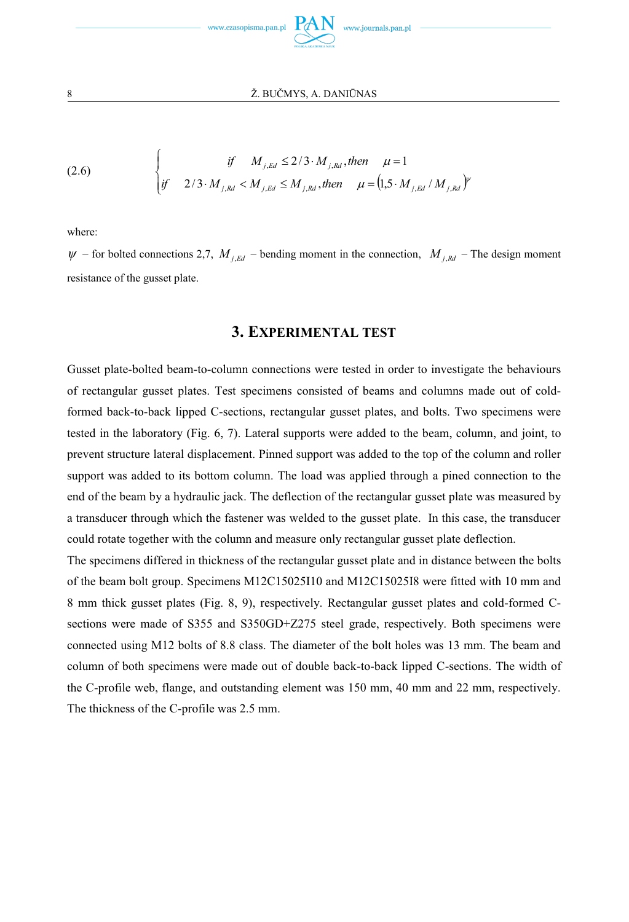$$
\begin{cases} \quad if \quad M_{j,Ed} \leq 2/3 \cdot M_{j,Rd}, then \quad \mu = 1 \\ if \quad 2/3 \cdot M_{j,Rd} < M_{j,Ed} \leq M_{j,Rd}, then \quad \mu = \left(1{,}5 \cdot M_{j,Ed} / M_{j,Rd}\right)^{\psi} \end{cases} \tag{2.6}
$$

where:

$\psi$ – for bolted connections 2,7, $M_{j,Ed}$ – bending moment in the connection, $M_{j,Rd}$ – The design moment resistance of the gusset plate.

## 3. Experimental test

Gusset plate-bolted beam-to-column connections were tested in order to investigate the behaviours of rectangular gusset plates. Test specimens consisted of beams and columns made out of cold-formed back-to-back lipped C-sections, rectangular gusset plates, and bolts. Two specimens were tested in the laboratory (Fig. 6, 7). Lateral supports were added to the beam, column, and joint, to prevent structure lateral displacement. Pinned support was added to the top of the column and roller support was added to its bottom column. The load was applied through a pined connection to the end of the beam by a hydraulic jack. The deflection of the rectangular gusset plate was measured by a transducer through which the fastener was welded to the gusset plate. In this case, the transducer could rotate together with the column and measure only rectangular gusset plate deflection.

The specimens differed in thickness of the rectangular gusset plate and in distance between the bolts of the beam bolt group. Specimens M12C15025I10 and M12C15025I8 were fitted with 10 mm and 8 mm thick gusset plates (Fig. 8, 9), respectively. Rectangular gusset plates and cold-formed C-sections were made of S355 and S350GD+Z275 steel grade, respectively. Both specimens were connected using M12 bolts of 8.8 class. The diameter of the bolt holes was 13 mm. The beam and column of both specimens were made out of double back-to-back lipped C-sections. The width of the C-profile web, flange, and outstanding element was 150 mm, 40 mm and 22 mm, respectively. The thickness of the C-profile was 2.5 mm.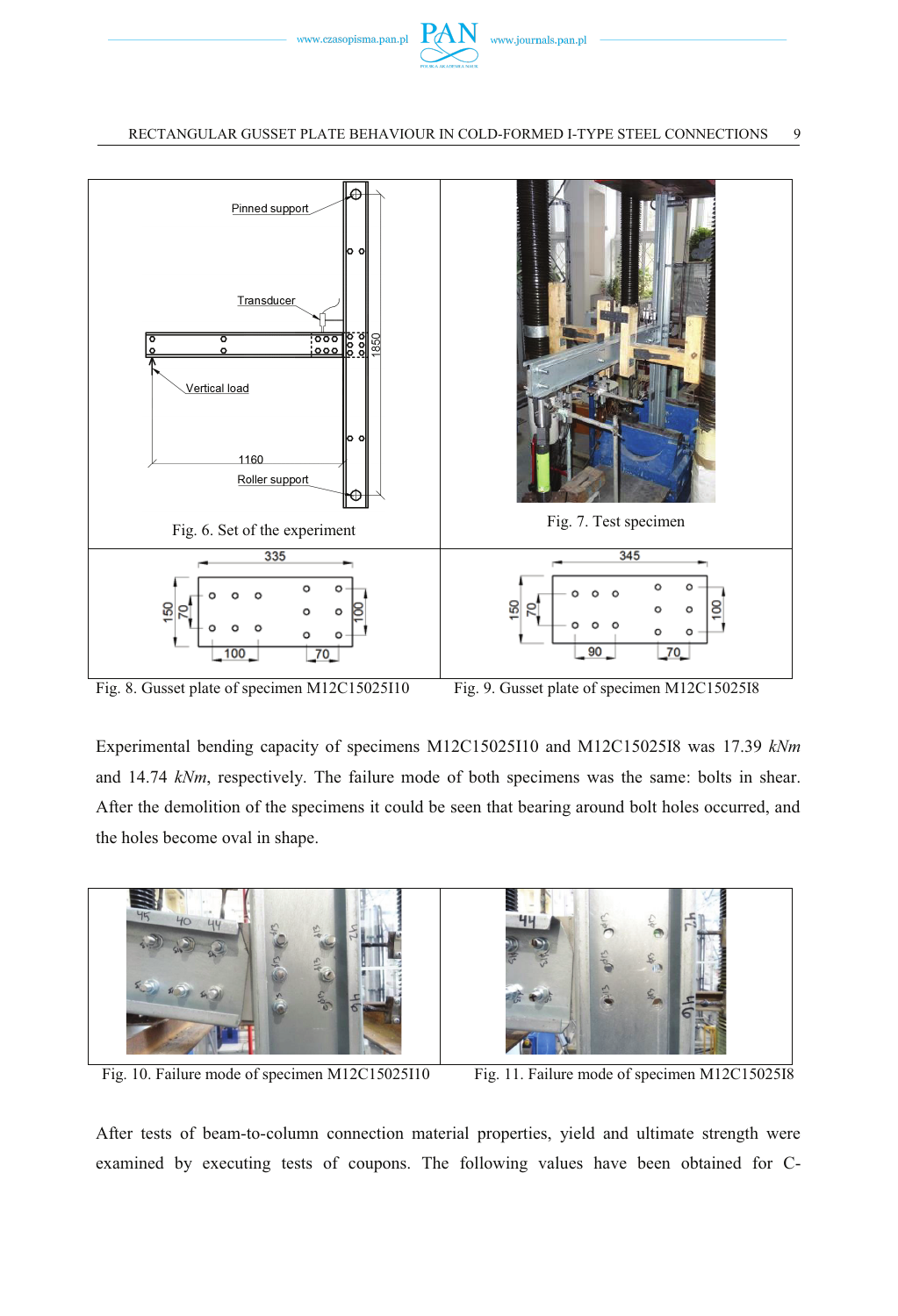Fig. 6. Set of the experiment

Fig. 7. Test specimen

Fig. 8. Gusset plate of specimen M12C15025I10

Fig. 9. Gusset plate of specimen M12C15025I8

Experimental bending capacity of specimens M12C15025I10 and M12C15025I8 was 17.39 *kNm* and 14.74 *kNm*, respectively. The failure mode of both specimens was the same: bolts in shear. After the demolition of the specimens it could be seen that bearing around bolt holes occurred, and the holes become oval in shape.

Fig. 10. Failure mode of specimen M12C15025I10

Fig. 11. Failure mode of specimen M12C15025I8

After tests of beam-to-column connection material properties, yield and ultimate strength were examined by executing tests of coupons. The following values have been obtained for C-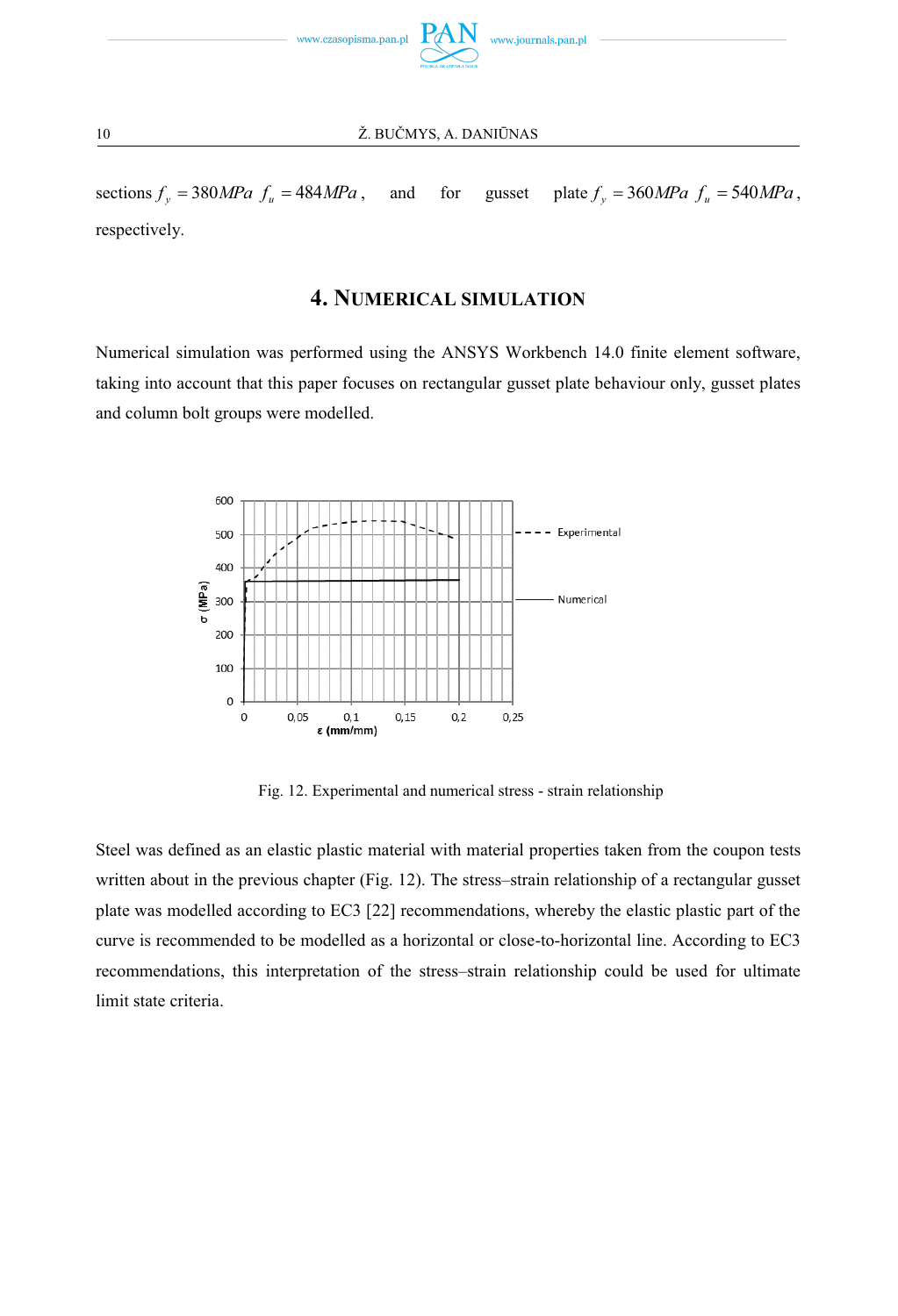sections $f_y = 380MPa$ $f_u = 484MPa$, and for gusset plate $f_y = 360MPa$ $f_u = 540MPa$, respectively.

## 4. Numerical simulation

Numerical simulation was performed using the ANSYS Workbench 14.0 finite element software, taking into account that this paper focuses on rectangular gusset plate behaviour only, gusset plates and column bolt groups were modelled.

Fig. 12. Experimental and numerical stress - strain relationship

Steel was defined as an elastic plastic material with material properties taken from the coupon tests written about in the previous chapter (Fig. 12). The stress–strain relationship of a rectangular gusset plate was modelled according to EC3 [22] recommendations, whereby the elastic plastic part of the curve is recommended to be modelled as a horizontal or close-to-horizontal line. According to EC3 recommendations, this interpretation of the stress–strain relationship could be used for ultimate limit state criteria.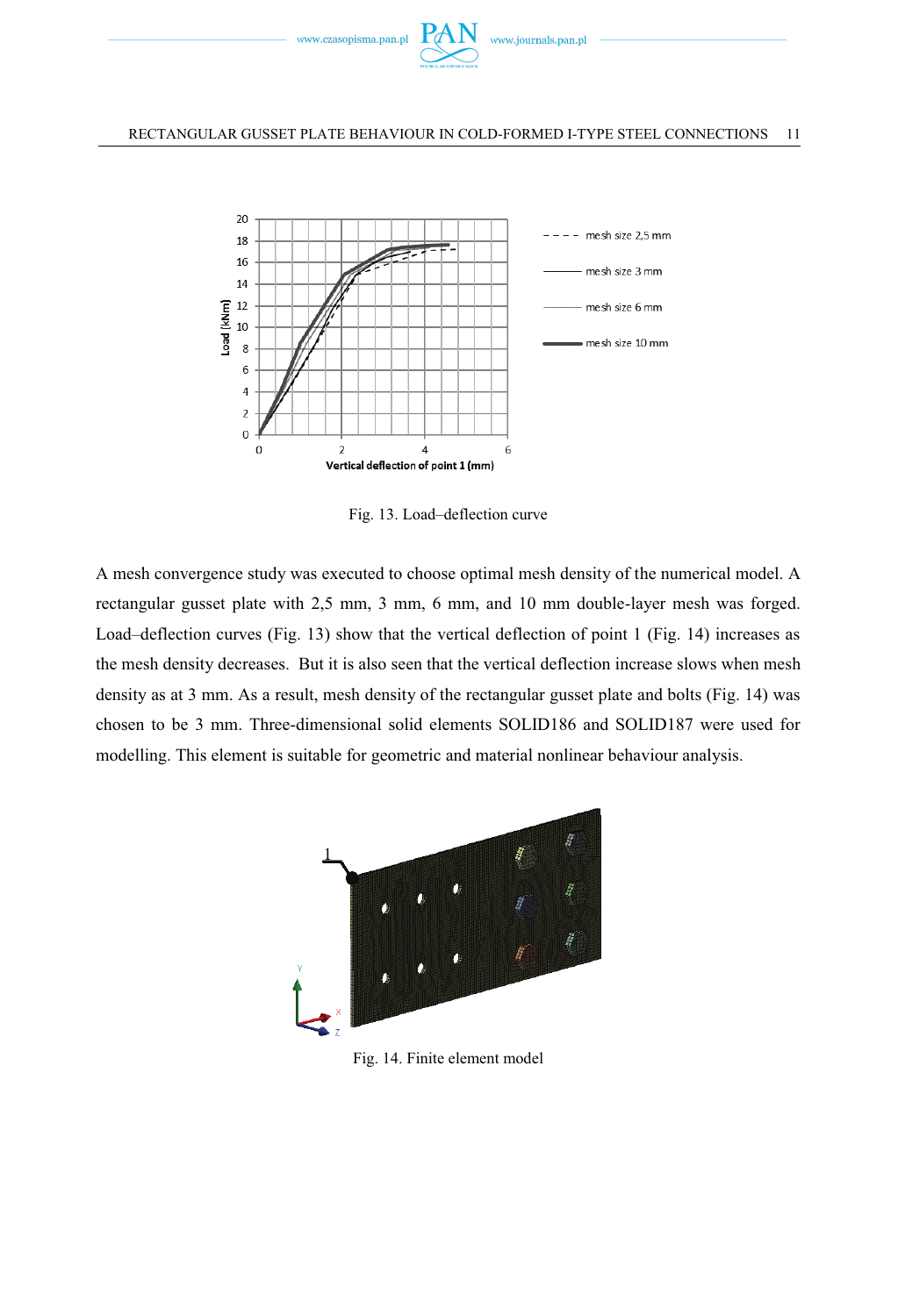Fig. 13. Load–deflection curve

A mesh convergence study was executed to choose optimal mesh density of the numerical model. A rectangular gusset plate with 2,5 mm, 3 mm, 6 mm, and 10 mm double-layer mesh was forged. Load–deflection curves (Fig. 13) show that the vertical deflection of point 1 (Fig. 14) increases as the mesh density decreases. But it is also seen that the vertical deflection increase slows when mesh density as at 3 mm. As a result, mesh density of the rectangular gusset plate and bolts (Fig. 14) was chosen to be 3 mm. Three-dimensional solid elements SOLID186 and SOLID187 were used for modelling. This element is suitable for geometric and material nonlinear behaviour analysis.

Fig. 14. Finite element model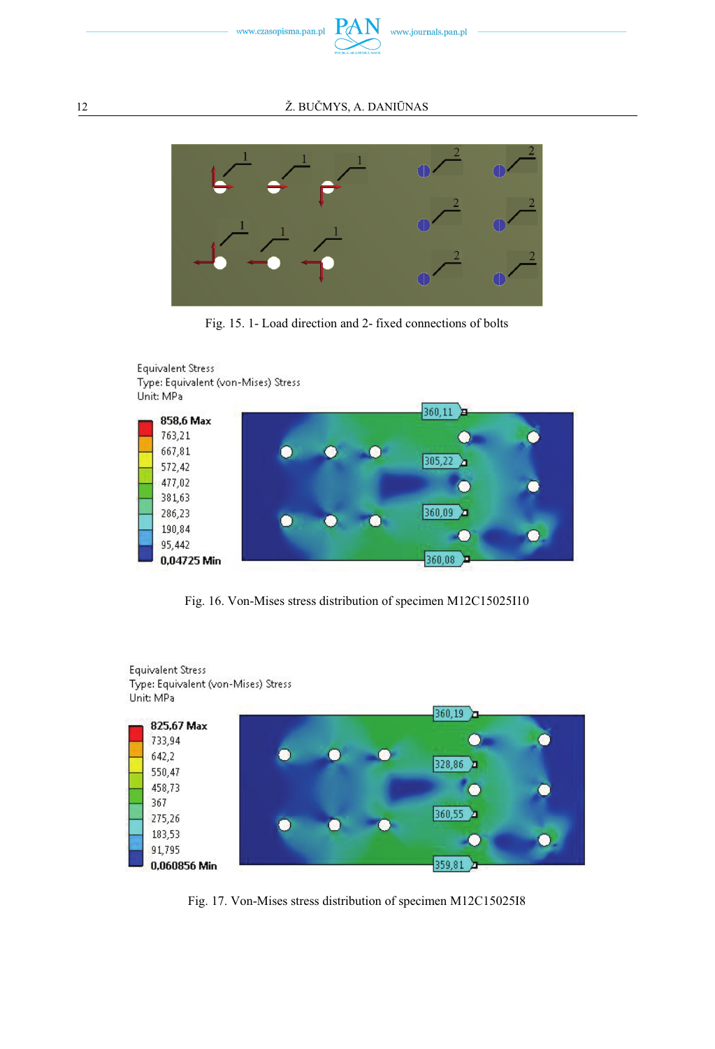Fig. 15. 1- Load direction and 2- fixed connections of bolts

Equivalent Stress
Type: Equivalent (von-Mises) Stress
Unit: MPa

Fig. 16. Von-Mises stress distribution of specimen M12C15025I10

Equivalent Stress
Type: Equivalent (von-Mises) Stress
Unit: MPa

Fig. 17. Von-Mises stress distribution of specimen M12C15025I8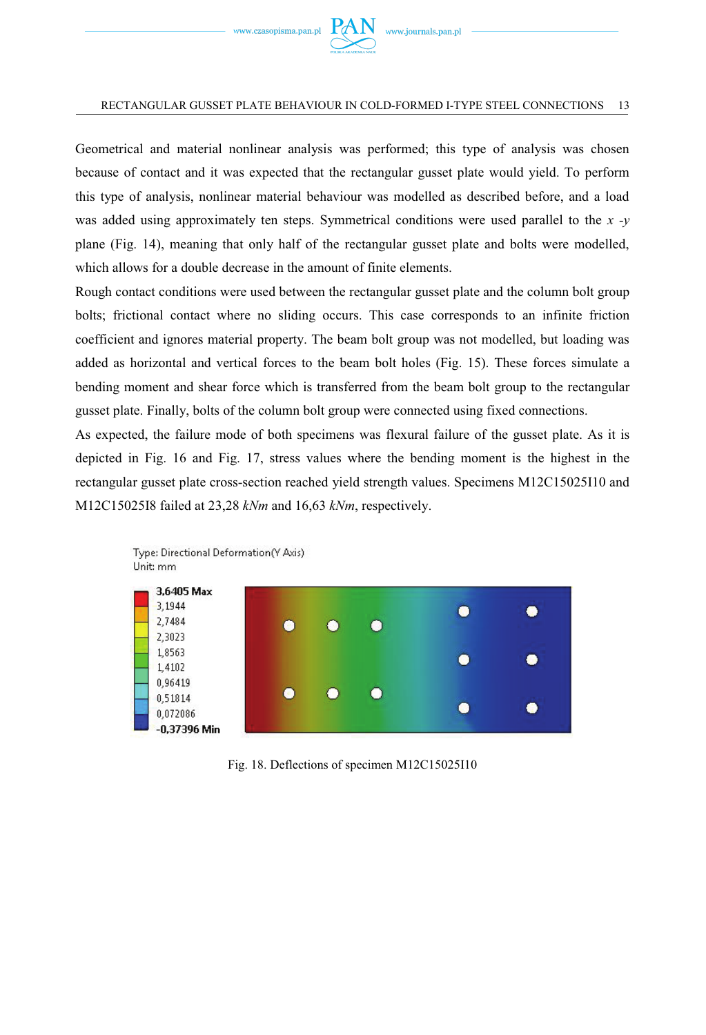Geometrical and material nonlinear analysis was performed; this type of analysis was chosen because of contact and it was expected that the rectangular gusset plate would yield. To perform this type of analysis, nonlinear material behaviour was modelled as described before, and a load was added using approximately ten steps. Symmetrical conditions were used parallel to the *x -y* plane (Fig. 14), meaning that only half of the rectangular gusset plate and bolts were modelled, which allows for a double decrease in the amount of finite elements.

Rough contact conditions were used between the rectangular gusset plate and the column bolt group bolts; frictional contact where no sliding occurs. This case corresponds to an infinite friction coefficient and ignores material property. The beam bolt group was not modelled, but loading was added as horizontal and vertical forces to the beam bolt holes (Fig. 15). These forces simulate a bending moment and shear force which is transferred from the beam bolt group to the rectangular gusset plate. Finally, bolts of the column bolt group were connected using fixed connections.

As expected, the failure mode of both specimens was flexural failure of the gusset plate. As it is depicted in Fig. 16 and Fig. 17, stress values where the bending moment is the highest in the rectangular gusset plate cross-section reached yield strength values. Specimens M12C15025I10 and M12C15025I8 failed at 23,28 *kNm* and 16,63 *kNm*, respectively.

Fig. 18. Deflections of specimen M12C15025I10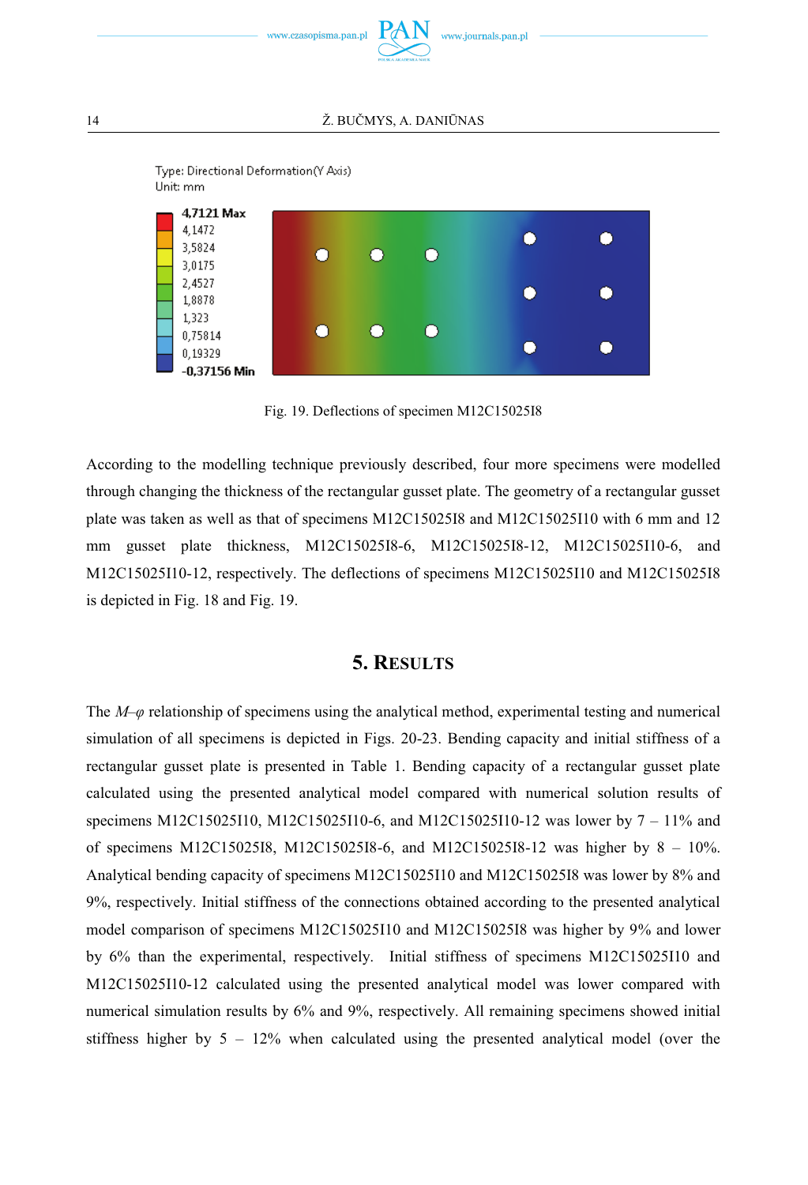Type: Directional Deformation(Y Axis)
Unit: mm

4,7121 Max
4,1472
3,5824
3,0175
2,4527
1,8878
1,323
0,75814
0,19329
-0,37156 Min

Fig. 19. Deflections of specimen M12C15025I8

According to the modelling technique previously described, four more specimens were modelled through changing the thickness of the rectangular gusset plate. The geometry of a rectangular gusset plate was taken as well as that of specimens M12C15025I8 and M12C15025I10 with 6 mm and 12 mm gusset plate thickness, M12C15025I8-6, M12C15025I8-12, M12C15025I10-6, and M12C15025I10-12, respectively. The deflections of specimens M12C15025I10 and M12C15025I8 is depicted in Fig. 18 and Fig. 19.

## 5. Results

The $M$–$\varphi$ relationship of specimens using the analytical method, experimental testing and numerical simulation of all specimens is depicted in Figs. 20-23. Bending capacity and initial stiffness of a rectangular gusset plate is presented in Table 1. Bending capacity of a rectangular gusset plate calculated using the presented analytical model compared with numerical solution results of specimens M12C15025I10, M12C15025I10-6, and M12C15025I10-12 was lower by 7 – 11% and of specimens M12C15025I8, M12C15025I8-6, and M12C15025I8-12 was higher by 8 – 10%. Analytical bending capacity of specimens M12C15025I10 and M12C15025I8 was lower by 8% and 9%, respectively. Initial stiffness of the connections obtained according to the presented analytical model comparison of specimens M12C15025I10 and M12C15025I8 was higher by 9% and lower by 6% than the experimental, respectively. Initial stiffness of specimens M12C15025I10 and M12C15025I10-12 calculated using the presented analytical model was lower compared with numerical simulation results by 6% and 9%, respectively. All remaining specimens showed initial stiffness higher by 5 – 12% when calculated using the presented analytical model (over the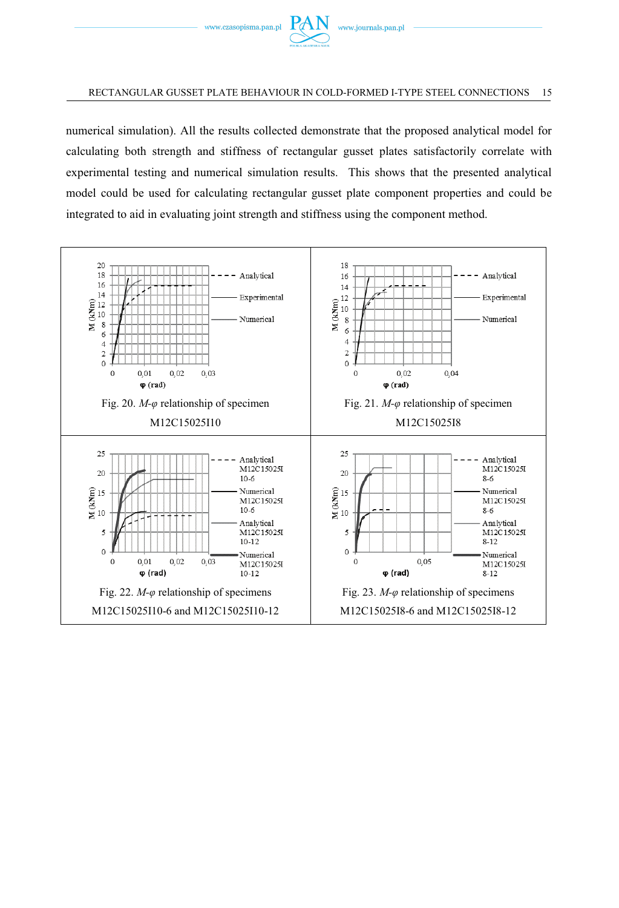numerical simulation). All the results collected demonstrate that the proposed analytical model for calculating both strength and stiffness of rectangular gusset plates satisfactorily correlate with experimental testing and numerical simulation results. This shows that the presented analytical model could be used for calculating rectangular gusset plate component properties and could be integrated to aid in evaluating joint strength and stiffness using the component method.

Fig. 20. *M-φ* relationship of specimen M12C15025I10

Fig. 21. *M-φ* relationship of specimen M12C15025I8

Fig. 22. *M-φ* relationship of specimens M12C15025I10-6 and M12C15025I10-12

Fig. 23. *M-φ* relationship of specimens M12C15025I8-6 and M12C15025I8-12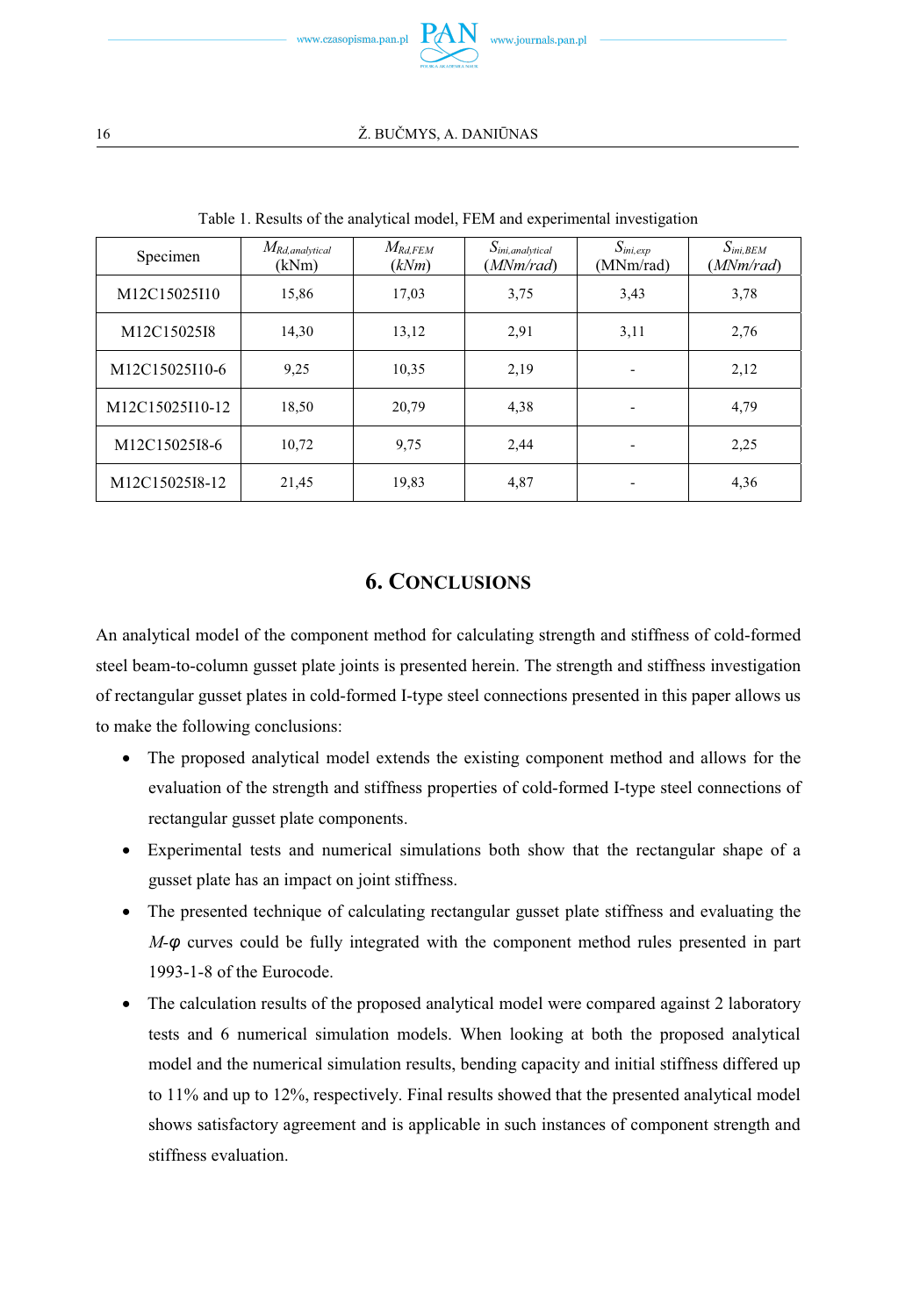Table 1. Results of the analytical model, FEM and experimental investigation

| Specimen | $M_{Rd,analytical}$ (kNm) | $M_{Rd,FEM}$ (*kNm*) | $S_{ini,analytical}$ (*MNm/rad*) | $S_{ini,exp}$ (MNm/rad) | $S_{ini,BEM}$ (*MNm/rad*) |
|---|---|---|---|---|---|
| M12C15025I10 | 15,86 | 17,03 | 3,75 | 3,43 | 3,78 |
| M12C15025I8 | 14,30 | 13,12 | 2,91 | 3,11 | 2,76 |
| M12C15025I10-6 | 9,25 | 10,35 | 2,19 | - | 2,12 |
| M12C15025I10-12 | 18,50 | 20,79 | 4,38 | - | 4,79 |
| M12C15025I8-6 | 10,72 | 9,75 | 2,44 | - | 2,25 |
| M12C15025I8-12 | 21,45 | 19,83 | 4,87 | - | 4,36 |

## 6. CONCLUSIONS

An analytical model of the component method for calculating strength and stiffness of cold-formed steel beam-to-column gusset plate joints is presented herein. The strength and stiffness investigation of rectangular gusset plates in cold-formed I-type steel connections presented in this paper allows us to make the following conclusions:

- The proposed analytical model extends the existing component method and allows for the evaluation of the strength and stiffness properties of cold-formed I-type steel connections of rectangular gusset plate components.
- Experimental tests and numerical simulations both show that the rectangular shape of a gusset plate has an impact on joint stiffness.
- The presented technique of calculating rectangular gusset plate stiffness and evaluating the $M$-$\varphi$ curves could be fully integrated with the component method rules presented in part 1993-1-8 of the Eurocode.
- The calculation results of the proposed analytical model were compared against 2 laboratory tests and 6 numerical simulation models. When looking at both the proposed analytical model and the numerical simulation results, bending capacity and initial stiffness differed up to 11% and up to 12%, respectively. Final results showed that the presented analytical model shows satisfactory agreement and is applicable in such instances of component strength and stiffness evaluation.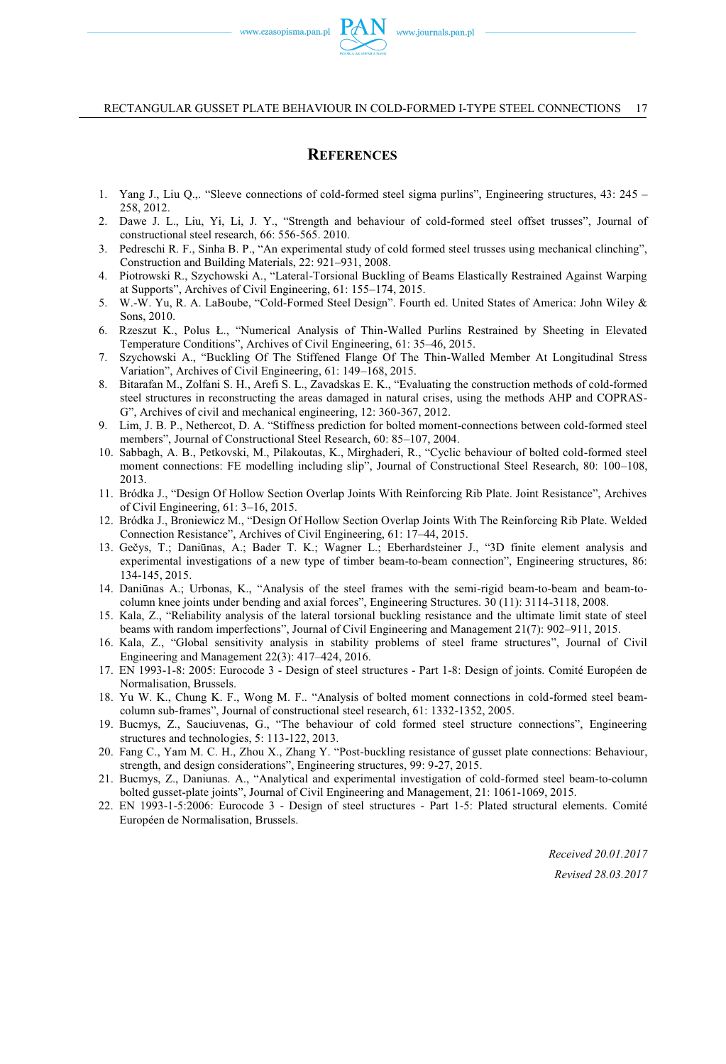## REFERENCES

1. Yang J., Liu Q.,. "Sleeve connections of cold-formed steel sigma purlins", Engineering structures, 43: 245 – 258, 2012.
2. Dawe J. L., Liu, Yi, Li, J. Y., "Strength and behaviour of cold-formed steel offset trusses", Journal of constructional steel research, 66: 556-565. 2010.
3. Pedreschi R. F., Sinha B. P., "An experimental study of cold formed steel trusses using mechanical clinching", Construction and Building Materials, 22: 921–931, 2008.
4. Piotrowski R., Szychowski A., "Lateral-Torsional Buckling of Beams Elastically Restrained Against Warping at Supports", Archives of Civil Engineering, 61: 155–174, 2015.
5. W.-W. Yu, R. A. LaBoube, "Cold-Formed Steel Design". Fourth ed. United States of America: John Wiley & Sons, 2010.
6. Rzeszut K., Polus Ł., "Numerical Analysis of Thin-Walled Purlins Restrained by Sheeting in Elevated Temperature Conditions", Archives of Civil Engineering, 61: 35–46, 2015.
7. Szychowski A., "Buckling Of The Stiffened Flange Of The Thin-Walled Member At Longitudinal Stress Variation", Archives of Civil Engineering, 61: 149–168, 2015.
8. Bitarafan M., Zolfani S. H., Arefi S. L., Zavadskas E. K., "Evaluating the construction methods of cold-formed steel structures in reconstructing the areas damaged in natural crises, using the methods AHP and COPRAS-G", Archives of civil and mechanical engineering, 12: 360-367, 2012.
9. Lim, J. B. P., Nethercot, D. A. "Stiffness prediction for bolted moment-connections between cold-formed steel members", Journal of Constructional Steel Research, 60: 85–107, 2004.
10. Sabbagh, A. B., Petkovski, M., Pilakoutas, K., Mirghaderi, R., "Cyclic behaviour of bolted cold-formed steel moment connections: FE modelling including slip", Journal of Constructional Steel Research, 80: 100–108, 2013.
11. Bródka J., "Design Of Hollow Section Overlap Joints With Reinforcing Rib Plate. Joint Resistance", Archives of Civil Engineering, 61: 3–16, 2015.
12. Bródka J., Broniewicz M., "Design Of Hollow Section Overlap Joints With The Reinforcing Rib Plate. Welded Connection Resistance", Archives of Civil Engineering, 61: 17–44, 2015.
13. Gečys, T.; Daniūnas, A.; Bader T. K.; Wagner L.; Eberhardsteiner J., "3D finite element analysis and experimental investigations of a new type of timber beam-to-beam connection", Engineering structures, 86: 134-145, 2015.
14. Daniūnas A.; Urbonas, K., "Analysis of the steel frames with the semi-rigid beam-to-beam and beam-to-column knee joints under bending and axial forces", Engineering Structures. 30 (11): 3114-3118, 2008.
15. Kala, Z., "Reliability analysis of the lateral torsional buckling resistance and the ultimate limit state of steel beams with random imperfections", Journal of Civil Engineering and Management 21(7): 902–911, 2015.
16. Kala, Z., "Global sensitivity analysis in stability problems of steel frame structures", Journal of Civil Engineering and Management 22(3): 417–424, 2016.
17. EN 1993-1-8: 2005: Eurocode 3 - Design of steel structures - Part 1-8: Design of joints. Comité Européen de Normalisation, Brussels.
18. Yu W. K., Chung K. F., Wong M. F.. "Analysis of bolted moment connections in cold-formed steel beam-column sub-frames", Journal of constructional steel research, 61: 1332-1352, 2005.
19. Bucmys, Z., Sauciuvenas, G., "The behaviour of cold formed steel structure connections", Engineering structures and technologies, 5: 113-122, 2013.
20. Fang C., Yam M. C. H., Zhou X., Zhang Y. "Post-buckling resistance of gusset plate connections: Behaviour, strength, and design considerations", Engineering structures, 99: 9-27, 2015.
21. Bucmys, Z., Daniunas. A., "Analytical and experimental investigation of cold-formed steel beam-to-column bolted gusset-plate joints", Journal of Civil Engineering and Management, 21: 1061-1069, 2015.
22. EN 1993-1-5:2006: Eurocode 3 - Design of steel structures - Part 1-5: Plated structural elements. Comité Européen de Normalisation, Brussels.

*Received 20.01.2017*

*Revised 28.03.2017*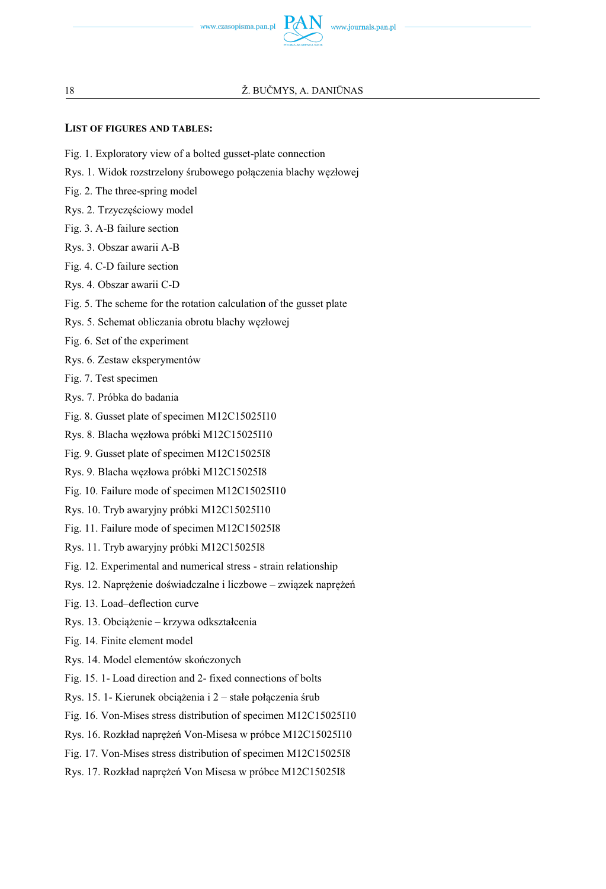## LIST OF FIGURES AND TABLES:

Fig. 1. Exploratory view of a bolted gusset-plate connection

Rys. 1. Widok rozstrzelony śrubowego połączenia blachy węzłowej

Fig. 2. The three-spring model

Rys. 2. Trzyczęściowy model

Fig. 3. A-B failure section

Rys. 3. Obszar awarii A-B

Fig. 4. C-D failure section

Rys. 4. Obszar awarii C-D

Fig. 5. The scheme for the rotation calculation of the gusset plate

Rys. 5. Schemat obliczania obrotu blachy węzłowej

Fig. 6. Set of the experiment

Rys. 6. Zestaw eksperymentów

Fig. 7. Test specimen

Rys. 7. Próbka do badania

Fig. 8. Gusset plate of specimen M12C15025I10

Rys. 8. Blacha węzłowa próbki M12C15025I10

Fig. 9. Gusset plate of specimen M12C15025I8

Rys. 9. Blacha węzłowa próbki M12C15025I8

Fig. 10. Failure mode of specimen M12C15025I10

Rys. 10. Tryb awaryjny próbki M12C15025I10

Fig. 11. Failure mode of specimen M12C15025I8

Rys. 11. Tryb awaryjny próbki M12C15025I8

Fig. 12. Experimental and numerical stress - strain relationship

Rys. 12. Naprężenie doświadczalne i liczbowe – związek naprężeń

Fig. 13. Load–deflection curve

Rys. 13. Obciążenie – krzywa odkształcenia

Fig. 14. Finite element model

Rys. 14. Model elementów skończonych

Fig. 15. 1- Load direction and 2- fixed connections of bolts

Rys. 15. 1- Kierunek obciążenia i 2 – stałe połączenia śrub

Fig. 16. Von-Mises stress distribution of specimen M12C15025I10

Rys. 16. Rozkład naprężeń Von-Misesa w próbce M12C15025I10

Fig. 17. Von-Mises stress distribution of specimen M12C15025I8

Rys. 17. Rozkład naprężeń Von Misesa w próbce M12C15025I8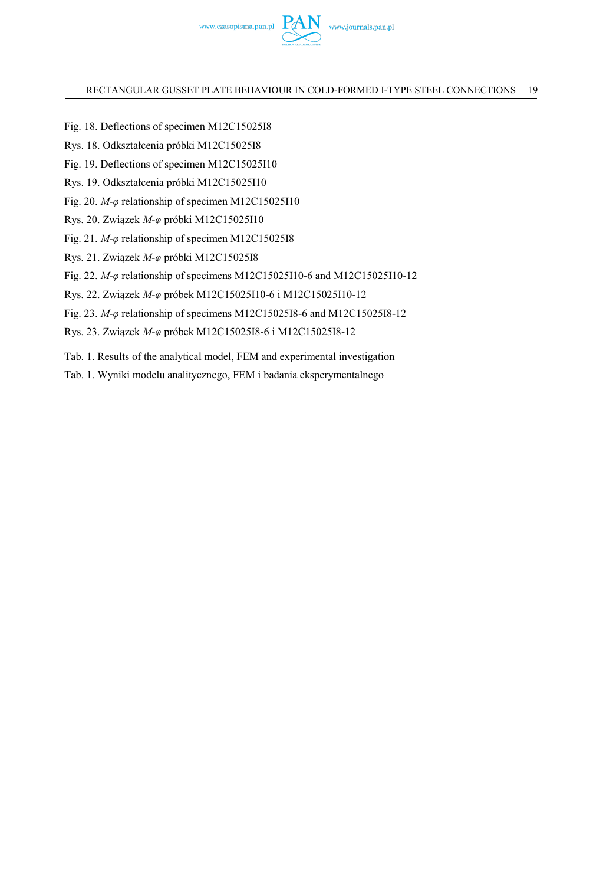Fig. 18. Deflections of specimen M12C15025I8

Rys. 18. Odkształcenia próbki M12C15025I8

Fig. 19. Deflections of specimen M12C15025I10

Rys. 19. Odkształcenia próbki M12C15025I10

Fig. 20. *M-φ* relationship of specimen M12C15025I10

Rys. 20. Związek *M-φ* próbki M12C15025I10

Fig. 21. *M-φ* relationship of specimen M12C15025I8

Rys. 21. Związek *M-φ* próbki M12C15025I8

Fig. 22. *M-φ* relationship of specimens M12C15025I10-6 and M12C15025I10-12

Rys. 22. Związek *M-φ* próbek M12C15025I10-6 i M12C15025I10-12

Fig. 23. *M-φ* relationship of specimens M12C15025I8-6 and M12C15025I8-12

Rys. 23. Związek *M-φ* próbek M12C15025I8-6 i M12C15025I8-12

Tab. 1. Results of the analytical model, FEM and experimental investigation

Tab. 1. Wyniki modelu analitycznego, FEM i badania eksperymentalnego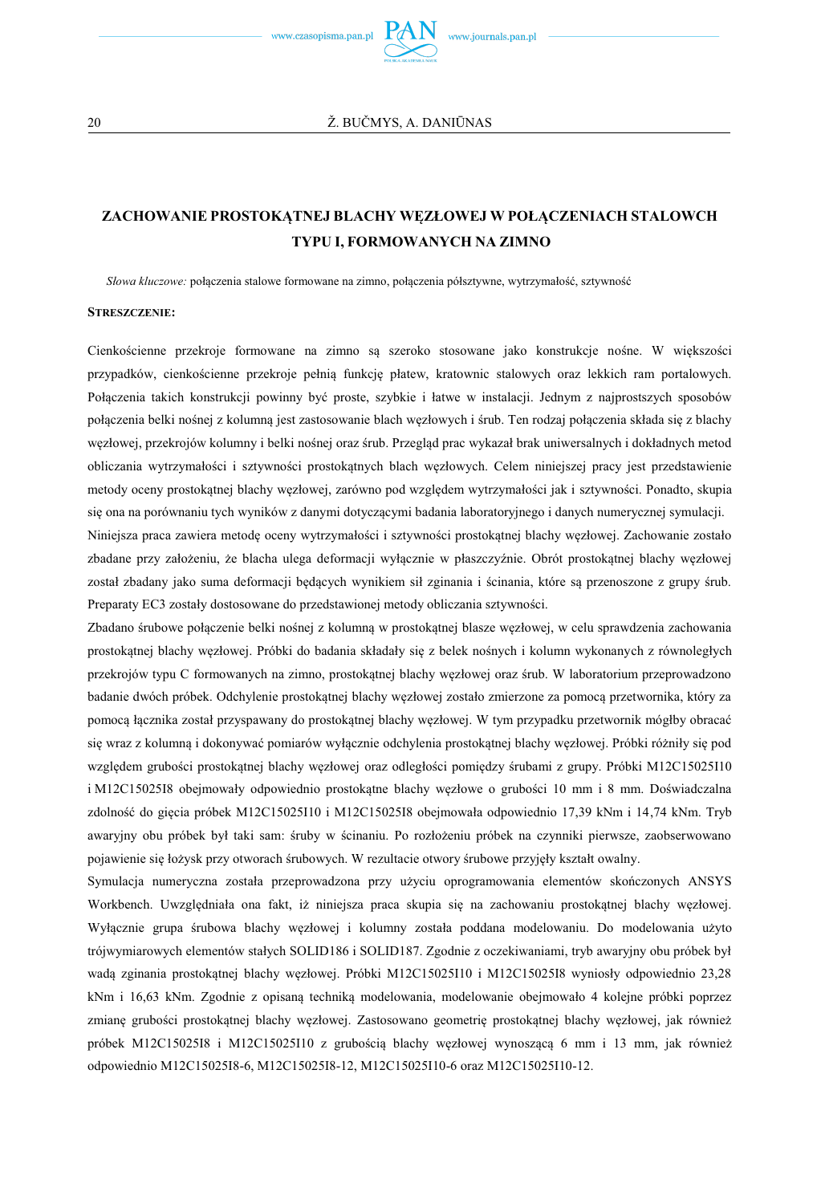# ZACHOWANIE PROSTOKĄTNEJ BLACHY WĘZŁOWEJ W POŁĄCZENIACH STALOWCH TYPU I, FORMOWANYCH NA ZIMNO

*Słowa kluczowe:* połączenia stalowe formowane na zimno, połączenia półsztywne, wytrzymałość, sztywność

**STRESZCZENIE:**

Cienkościenne przekroje formowane na zimno są szeroko stosowane jako konstrukcje nośne. W większości przypadków, cienkościenne przekroje pełnią funkcję płatew, kratownic stalowych oraz lekkich ram portalowych. Połączenia takich konstrukcji powinny być proste, szybkie i łatwe w instalacji. Jednym z najprostszych sposobów połączenia belki nośnej z kolumną jest zastosowanie blach węzłowych i śrub. Ten rodzaj połączenia składa się z blachy węzłowej, przekrojów kolumny i belki nośnej oraz śrub. Przegląd prac wykazał brak uniwersalnych i dokładnych metod obliczania wytrzymałości i sztywności prostokątnych blach węzłowych. Celem niniejszej pracy jest przedstawienie metody oceny prostokątnej blachy węzłowej, zarówno pod względem wytrzymałości jak i sztywności. Ponadto, skupia się ona na porównaniu tych wyników z danymi dotyczącymi badania laboratoryjnego i danych numerycznej symulacji.

Niniejsza praca zawiera metodę oceny wytrzymałości i sztywności prostokątnej blachy węzłowej. Zachowanie zostało zbadane przy założeniu, że blacha ulega deformacji wyłącznie w płaszczyźnie. Obrót prostokątnej blachy węzłowej został zbadany jako suma deformacji będących wynikiem sił zginania i ścinania, które są przenoszone z grupy śrub. Preparaty EC3 zostały dostosowane do przedstawionej metody obliczania sztywności.

Zbadano śrubowe połączenie belki nośnej z kolumną w prostokątnej blasze węzłowej, w celu sprawdzenia zachowania prostokątnej blachy węzłowej. Próbki do badania składały się z belek nośnych i kolumn wykonanych z równoległych przekrojów typu C formowanych na zimno, prostokątnej blachy węzłowej oraz śrub. W laboratorium przeprowadzono badanie dwóch próbek. Odchylenie prostokątnej blachy węzłowej zostało zmierzone za pomocą przetwornika, który za pomocą łącznika został przyspawany do prostokątnej blachy węzłowej. W tym przypadku przetwornik mógłby obracać się wraz z kolumną i dokonywać pomiarów wyłącznie odchylenia prostokątnej blachy węzłowej. Próbki różniły się pod względem grubości prostokątnej blachy węzłowej oraz odległości pomiędzy śrubami z grupy. Próbki M12C15025I10 i M12C15025I8 obejmowały odpowiednio prostokątne blachy węzłowe o grubości 10 mm i 8 mm. Doświadczalna zdolność do gięcia próbek M12C15025I10 i M12C15025I8 obejmowała odpowiednio 17,39 kNm i 14,74 kNm. Tryb awaryjny obu próbek był taki sam: śruby w ścinaniu. Po rozłożeniu próbek na czynniki pierwsze, zaobserwowano pojawienie się łożysk przy otworach śrubowych. W rezultacie otwory śrubowe przyjęły kształt owalny.

Symulacja numeryczna została przeprowadzona przy użyciu oprogramowania elementów skończonych ANSYS Workbench. Uwzględniała ona fakt, iż niniejsza praca skupia się na zachowaniu prostokątnej blachy węzłowej. Wyłącznie grupa śrubowa blachy węzłowej i kolumny została poddana modelowaniu. Do modelowania użyto trójwymiarowych elementów stałych SOLID186 i SOLID187. Zgodnie z oczekiwaniami, tryb awaryjny obu próbek był wadą zginania prostokątnej blachy węzłowej. Próbki M12C15025I10 i M12C15025I8 wyniosły odpowiednio 23,28 kNm i 16,63 kNm. Zgodnie z opisaną techniką modelowania, modelowanie obejmowało 4 kolejne próbki poprzez zmianę grubości prostokątnej blachy węzłowej. Zastosowano geometrię prostokątnej blachy węzłowej, jak również próbek M12C15025I8 i M12C15025I10 z grubością blachy węzłowej wynoszącą 6 mm i 13 mm, jak również odpowiednio M12C15025I8-6, M12C15025I8-12, M12C15025I10-6 oraz M12C15025I10-12.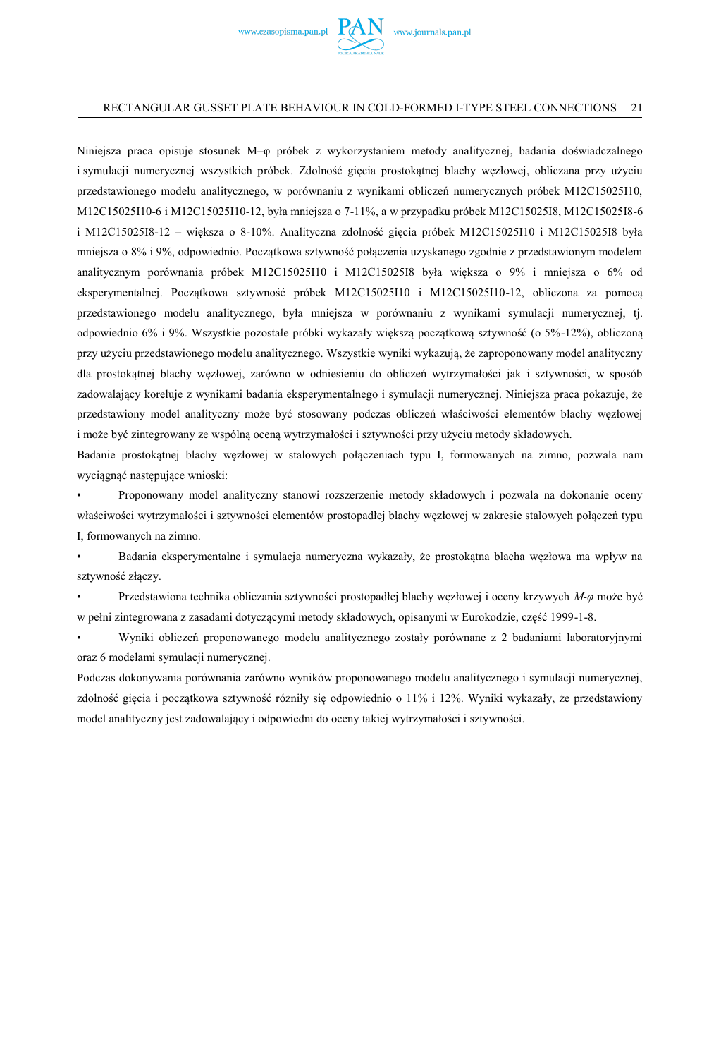Niniejsza praca opisuje stosunek M–φ próbek z wykorzystaniem metody analitycznej, badania doświadczalnego i symulacji numerycznej wszystkich próbek. Zdolność gięcia prostokątnej blachy węzłowej, obliczana przy użyciu przedstawionego modelu analitycznego, w porównaniu z wynikami obliczeń numerycznych próbek M12C15025I10, M12C15025I10-6 i M12C15025I10-12, była mniejsza o 7-11%, a w przypadku próbek M12C15025I8, M12C15025I8-6 i M12C15025I8-12 – większa o 8-10%. Analityczna zdolność gięcia próbek M12C15025I10 i M12C15025I8 była mniejsza o 8% i 9%, odpowiednio. Początkowa sztywność połączenia uzyskanego zgodnie z przedstawionym modelem analitycznym porównania próbek M12C15025I10 i M12C15025I8 była większa o 9% i mniejsza o 6% od eksperymentalnej. Początkowa sztywność próbek M12C15025I10 i M12C15025I10-12, obliczona za pomocą przedstawionego modelu analitycznego, była mniejsza w porównaniu z wynikami symulacji numerycznej, tj. odpowiednio 6% i 9%. Wszystkie pozostałe próbki wykazały większą początkową sztywność (o 5%-12%), obliczoną przy użyciu przedstawionego modelu analitycznego. Wszystkie wyniki wykazują, że zaproponowany model analityczny dla prostokątnej blachy węzłowej, zarówno w odniesieniu do obliczeń wytrzymałości jak i sztywności, w sposób zadowalający koreluje z wynikami badania eksperymentalnego i symulacji numerycznej. Niniejsza praca pokazuje, że przedstawiony model analityczny może być stosowany podczas obliczeń właściwości elementów blachy węzłowej i może być zintegrowany ze wspólną oceną wytrzymałości i sztywności przy użyciu metody składowych.

Badanie prostokątnej blachy węzłowej w stalowych połączeniach typu I, formowanych na zimno, pozwala nam wyciągnąć następujące wnioski:

- Proponowany model analityczny stanowi rozszerzenie metody składowych i pozwala na dokonanie oceny właściwości wytrzymałości i sztywności elementów prostopadłej blachy węzłowej w zakresie stalowych połączeń typu I, formowanych na zimno.
- Badania eksperymentalne i symulacja numeryczna wykazały, że prostokątna blacha węzłowa ma wpływ na sztywność złączy.
- Przedstawiona technika obliczania sztywności prostopadłej blachy węzłowej i oceny krzywych *M-φ* może być w pełni zintegrowana z zasadami dotyczącymi metody składowych, opisanymi w Eurokodzie, część 1999-1-8.
- Wyniki obliczeń proponowanego modelu analitycznego zostały porównane z 2 badaniami laboratoryjnymi oraz 6 modelami symulacji numerycznej.

Podczas dokonywania porównania zarówno wyników proponowanego modelu analitycznego i symulacji numerycznej, zdolność gięcia i początkowa sztywność różniły się odpowiednio o 11% i 12%. Wyniki wykazały, że przedstawiony model analityczny jest zadowalający i odpowiedni do oceny takiej wytrzymałości i sztywności.